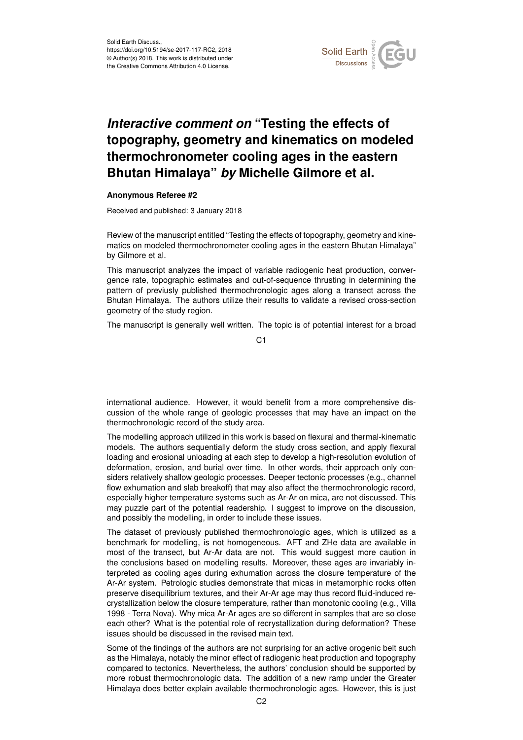Solid Earth Discuss.,
https://doi.org/10.5194/se-2017-117-RC2, 2018
© Author(s) 2018. This work is distributed under
the Creative Commons Attribution 4.0 License.

# *Interactive comment on* "Testing the effects of topography, geometry and kinematics on modeled thermochronometer cooling ages in the eastern Bhutan Himalaya" *by* Michelle Gilmore et al.

**Anonymous Referee #2**

Received and published: 3 January 2018

Review of the manuscript entitled "Testing the effects of topography, geometry and kinematics on modeled thermochronometer cooling ages in the eastern Bhutan Himalaya" by Gilmore et al.

This manuscript analyzes the impact of variable radiogenic heat production, convergence rate, topographic estimates and out-of-sequence thrusting in determining the pattern of previously published thermochronologic ages along a transect across the Bhutan Himalaya. The authors utilize their results to validate a revised cross-section geometry of the study region.

The manuscript is generally well written. The topic is of potential interest for a broad international audience. However, it would benefit from a more comprehensive discussion of the whole range of geologic processes that may have an impact on the thermochronologic record of the study area.

The modelling approach utilized in this work is based on flexural and thermal-kinematic models. The authors sequentially deform the study cross section, and apply flexural loading and erosional unloading at each step to develop a high-resolution evolution of deformation, erosion, and burial over time. In other words, their approach only considers relatively shallow geologic processes. Deeper tectonic processes (e.g., channel flow exhumation and slab breakoff) that may also affect the thermochronologic record, especially higher temperature systems such as Ar-Ar on mica, are not discussed. This may puzzle part of the potential readership. I suggest to improve on the discussion, and possibly the modelling, in order to include these issues.

The dataset of previously published thermochronologic ages, which is utilized as a benchmark for modelling, is not homogeneous. AFT and ZHe data are available in most of the transect, but Ar-Ar data are not. This would suggest more caution in the conclusions based on modelling results. Moreover, these ages are invariably interpreted as cooling ages during exhumation across the closure temperature of the Ar-Ar system. Petrologic studies demonstrate that micas in metamorphic rocks often preserve disequilibrium textures, and their Ar-Ar age may thus record fluid-induced recrystallization below the closure temperature, rather than monotonic cooling (e.g., Villa 1998 - Terra Nova). Why mica Ar-Ar ages are so different in samples that are so close each other? What is the potential role of recrystallization during deformation? These issues should be discussed in the revised main text.

Some of the findings of the authors are not surprising for an active orogenic belt such as the Himalaya, notably the minor effect of radiogenic heat production and topography compared to tectonics. Nevertheless, the authors' conclusion should be supported by more robust thermochronologic data. The addition of a new ramp under the Greater Himalaya does better explain available thermochronologic ages. However, this is just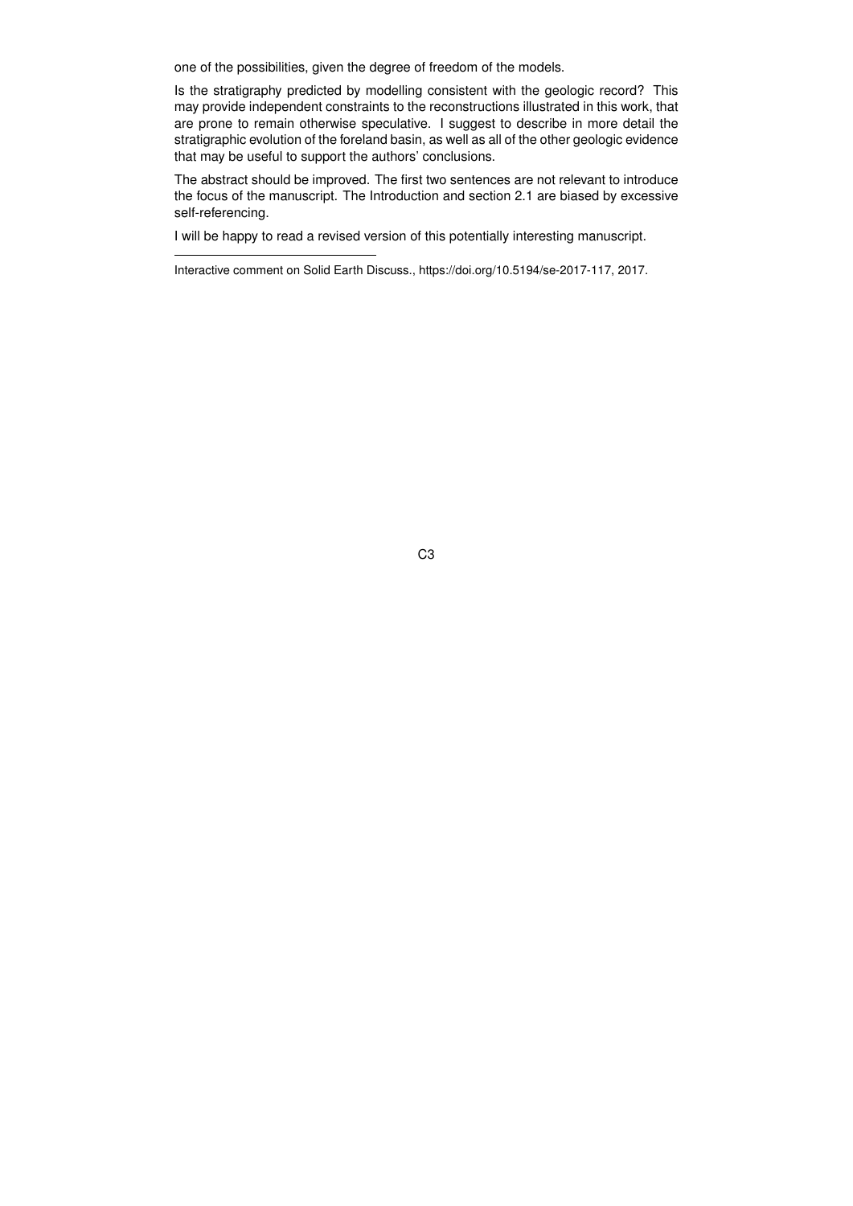one of the possibilities, given the degree of freedom of the models.

Is the stratigraphy predicted by modelling consistent with the geologic record? This may provide independent constraints to the reconstructions illustrated in this work, that are prone to remain otherwise speculative. I suggest to describe in more detail the stratigraphic evolution of the foreland basin, as well as all of the other geologic evidence that may be useful to support the authors' conclusions.

The abstract should be improved. The first two sentences are not relevant to introduce the focus of the manuscript. The Introduction and section 2.1 are biased by excessive self-referencing.

I will be happy to read a revised version of this potentially interesting manuscript.

---

Interactive comment on Solid Earth Discuss., https://doi.org/10.5194/se-2017-117, 2017.